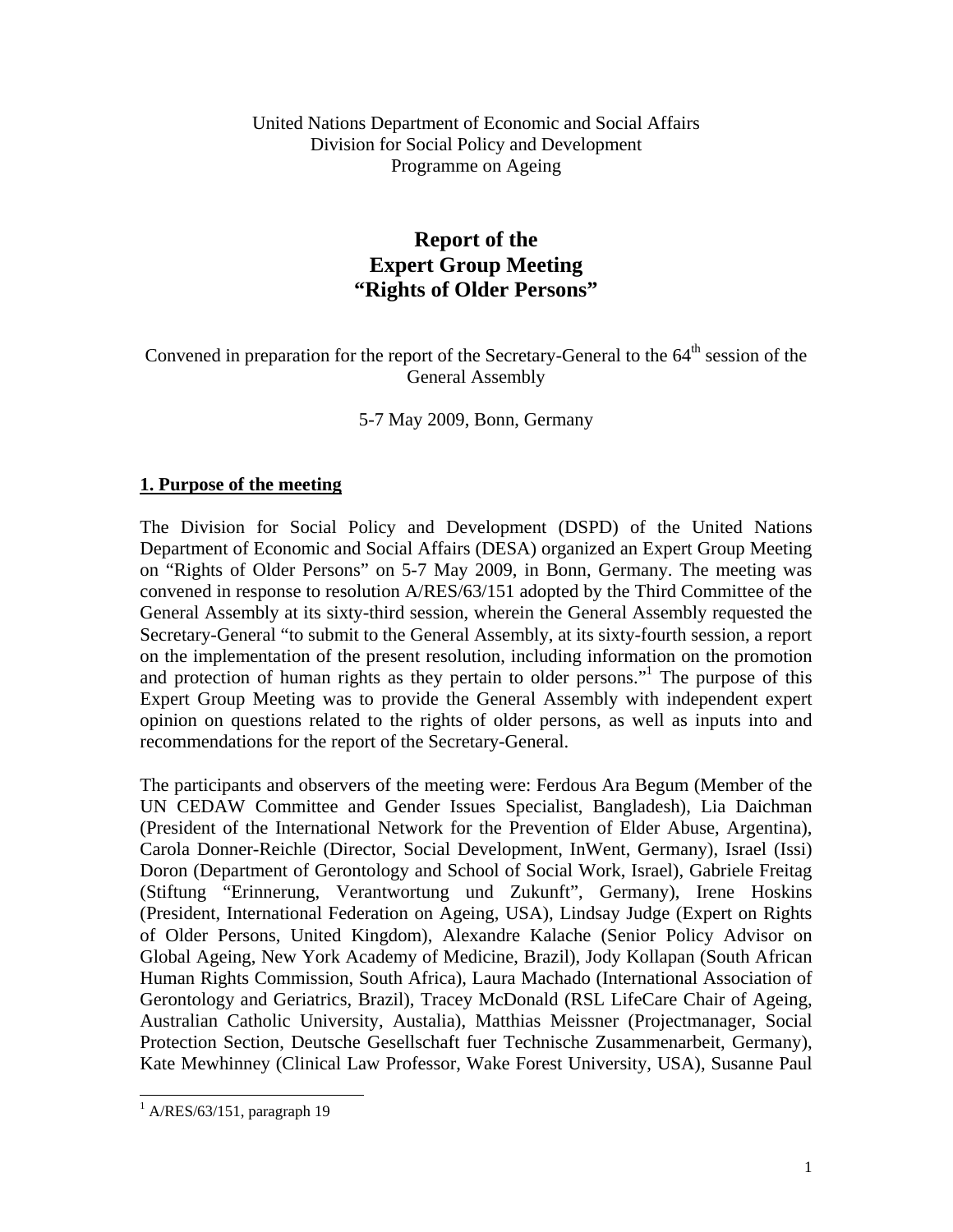United Nations Department of Economic and Social Affairs
Division for Social Policy and Development
Programme on Ageing

# Report of the Expert Group Meeting "Rights of Older Persons"

Convened in preparation for the report of the Secretary-General to the 64th session of the General Assembly

5-7 May 2009, Bonn, Germany

## 1. Purpose of the meeting

The Division for Social Policy and Development (DSPD) of the United Nations Department of Economic and Social Affairs (DESA) organized an Expert Group Meeting on "Rights of Older Persons" on 5-7 May 2009, in Bonn, Germany. The meeting was convened in response to resolution A/RES/63/151 adopted by the Third Committee of the General Assembly at its sixty-third session, wherein the General Assembly requested the Secretary-General "to submit to the General Assembly, at its sixty-fourth session, a report on the implementation of the present resolution, including information on the promotion and protection of human rights as they pertain to older persons."[1] The purpose of this Expert Group Meeting was to provide the General Assembly with independent expert opinion on questions related to the rights of older persons, as well as inputs into and recommendations for the report of the Secretary-General.

The participants and observers of the meeting were: Ferdous Ara Begum (Member of the UN CEDAW Committee and Gender Issues Specialist, Bangladesh), Lia Daichman (President of the International Network for the Prevention of Elder Abuse, Argentina), Carola Donner-Reichle (Director, Social Development, InWent, Germany), Israel (Issi) Doron (Department of Gerontology and School of Social Work, Israel), Gabriele Freitag (Stiftung "Erinnerung, Verantwortung und Zukunft", Germany), Irene Hoskins (President, International Federation on Ageing, USA), Lindsay Judge (Expert on Rights of Older Persons, United Kingdom), Alexandre Kalache (Senior Policy Advisor on Global Ageing, New York Academy of Medicine, Brazil), Jody Kollapan (South African Human Rights Commission, South Africa), Laura Machado (International Association of Gerontology and Geriatrics, Brazil), Tracey McDonald (RSL LifeCare Chair of Ageing, Australian Catholic University, Austalia), Matthias Meissner (Projectmanager, Social Protection Section, Deutsche Gesellschaft fuer Technische Zusammenarbeit, Germany), Kate Mewhinney (Clinical Law Professor, Wake Forest University, USA), Susanne Paul

[1] A/RES/63/151, paragraph 19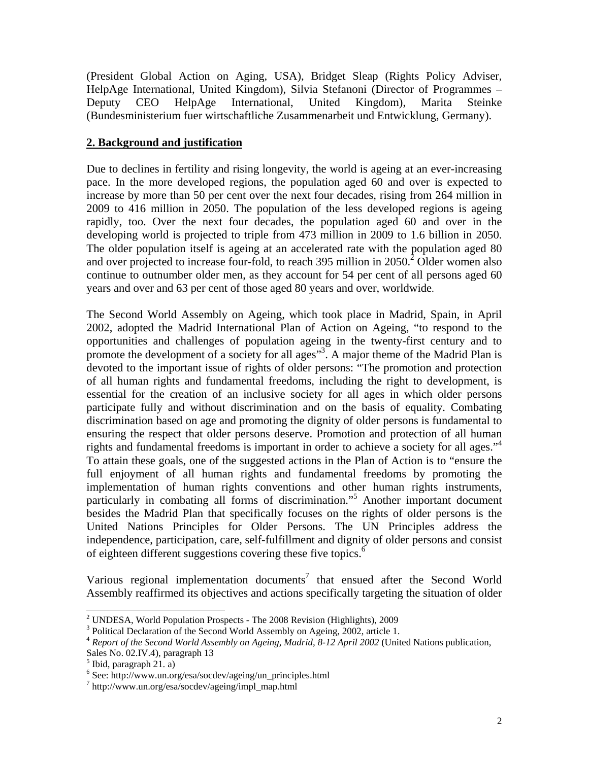(President Global Action on Aging, USA), Bridget Sleap (Rights Policy Adviser, HelpAge International, United Kingdom), Silvia Stefanoni (Director of Programmes – Deputy CEO HelpAge International, United Kingdom), Marita Steinke (Bundesministerium fuer wirtschaftliche Zusammenarbeit und Entwicklung, Germany).

## 2. Background and justification

Due to declines in fertility and rising longevity, the world is ageing at an ever-increasing pace. In the more developed regions, the population aged 60 and over is expected to increase by more than 50 per cent over the next four decades, rising from 264 million in 2009 to 416 million in 2050. The population of the less developed regions is ageing rapidly, too. Over the next four decades, the population aged 60 and over in the developing world is projected to triple from 473 million in 2009 to 1.6 billion in 2050. The older population itself is ageing at an accelerated rate with the population aged 80 and over projected to increase four-fold, to reach 395 million in 2050.[2] Older women also continue to outnumber older men, as they account for 54 per cent of all persons aged 60 years and over and 63 per cent of those aged 80 years and over, worldwide.

The Second World Assembly on Ageing, which took place in Madrid, Spain, in April 2002, adopted the Madrid International Plan of Action on Ageing, "to respond to the opportunities and challenges of population ageing in the twenty-first century and to promote the development of a society for all ages"[3]. A major theme of the Madrid Plan is devoted to the important issue of rights of older persons: "The promotion and protection of all human rights and fundamental freedoms, including the right to development, is essential for the creation of an inclusive society for all ages in which older persons participate fully and without discrimination and on the basis of equality. Combating discrimination based on age and promoting the dignity of older persons is fundamental to ensuring the respect that older persons deserve. Promotion and protection of all human rights and fundamental freedoms is important in order to achieve a society for all ages."[4] To attain these goals, one of the suggested actions in the Plan of Action is to "ensure the full enjoyment of all human rights and fundamental freedoms by promoting the implementation of human rights conventions and other human rights instruments, particularly in combating all forms of discrimination."[5] Another important document besides the Madrid Plan that specifically focuses on the rights of older persons is the United Nations Principles for Older Persons. The UN Principles address the independence, participation, care, self-fulfillment and dignity of older persons and consist of eighteen different suggestions covering these five topics.[6]

Various regional implementation documents[7] that ensued after the Second World Assembly reaffirmed its objectives and actions specifically targeting the situation of older

---

[2] UNDESA, World Population Prospects - The 2008 Revision (Highlights), 2009

[3] Political Declaration of the Second World Assembly on Ageing, 2002, article 1.

[4] *Report of the Second World Assembly on Ageing, Madrid, 8-12 April 2002* (United Nations publication, Sales No. 02.IV.4), paragraph 13

[5] Ibid, paragraph 21. a)

[6] See: http://www.un.org/esa/socdev/ageing/un_principles.html

[7] http://www.un.org/esa/socdev/ageing/impl_map.html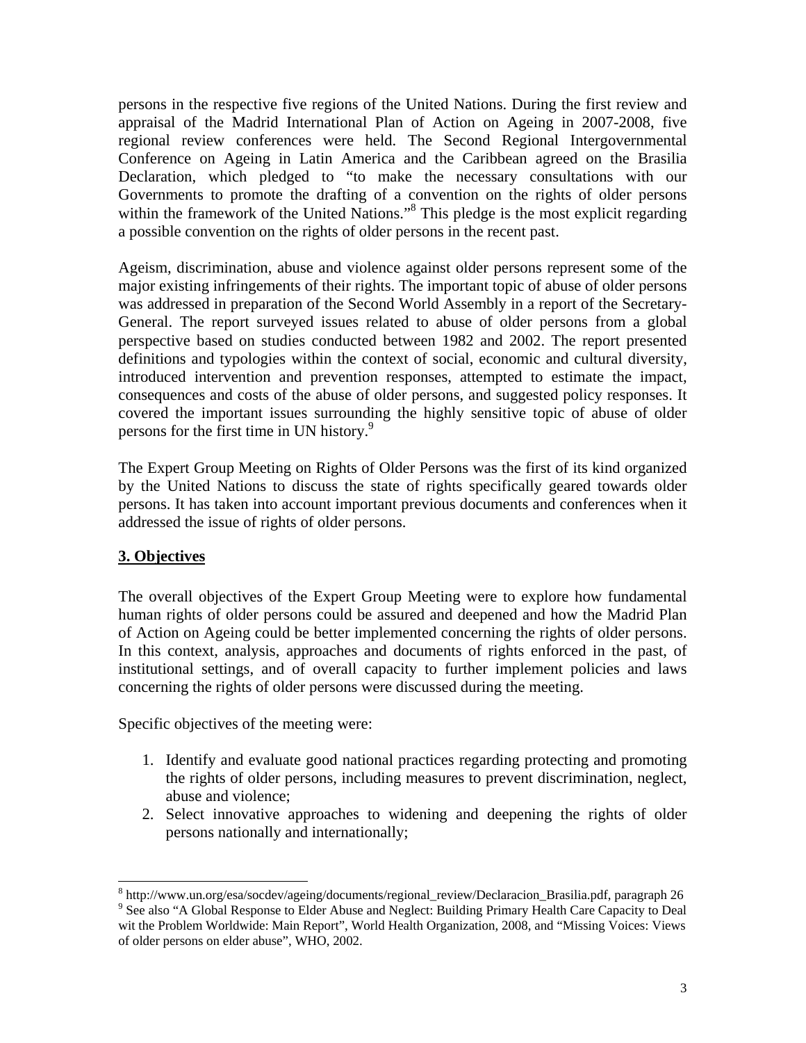persons in the respective five regions of the United Nations. During the first review and appraisal of the Madrid International Plan of Action on Ageing in 2007-2008, five regional review conferences were held. The Second Regional Intergovernmental Conference on Ageing in Latin America and the Caribbean agreed on the Brasilia Declaration, which pledged to "to make the necessary consultations with our Governments to promote the drafting of a convention on the rights of older persons within the framework of the United Nations."[8] This pledge is the most explicit regarding a possible convention on the rights of older persons in the recent past.

Ageism, discrimination, abuse and violence against older persons represent some of the major existing infringements of their rights. The important topic of abuse of older persons was addressed in preparation of the Second World Assembly in a report of the Secretary-General. The report surveyed issues related to abuse of older persons from a global perspective based on studies conducted between 1982 and 2002. The report presented definitions and typologies within the context of social, economic and cultural diversity, introduced intervention and prevention responses, attempted to estimate the impact, consequences and costs of the abuse of older persons, and suggested policy responses. It covered the important issues surrounding the highly sensitive topic of abuse of older persons for the first time in UN history.[9]

The Expert Group Meeting on Rights of Older Persons was the first of its kind organized by the United Nations to discuss the state of rights specifically geared towards older persons. It has taken into account important previous documents and conferences when it addressed the issue of rights of older persons.

## 3. Objectives

The overall objectives of the Expert Group Meeting were to explore how fundamental human rights of older persons could be assured and deepened and how the Madrid Plan of Action on Ageing could be better implemented concerning the rights of older persons. In this context, analysis, approaches and documents of rights enforced in the past, of institutional settings, and of overall capacity to further implement policies and laws concerning the rights of older persons were discussed during the meeting.

Specific objectives of the meeting were:

1. Identify and evaluate good national practices regarding protecting and promoting the rights of older persons, including measures to prevent discrimination, neglect, abuse and violence;
2. Select innovative approaches to widening and deepening the rights of older persons nationally and internationally;

---

[8] http://www.un.org/esa/socdev/ageing/documents/regional_review/Declaracion_Brasilia.pdf, paragraph 26

[9] See also "A Global Response to Elder Abuse and Neglect: Building Primary Health Care Capacity to Deal wit the Problem Worldwide: Main Report", World Health Organization, 2008, and "Missing Voices: Views of older persons on elder abuse", WHO, 2002.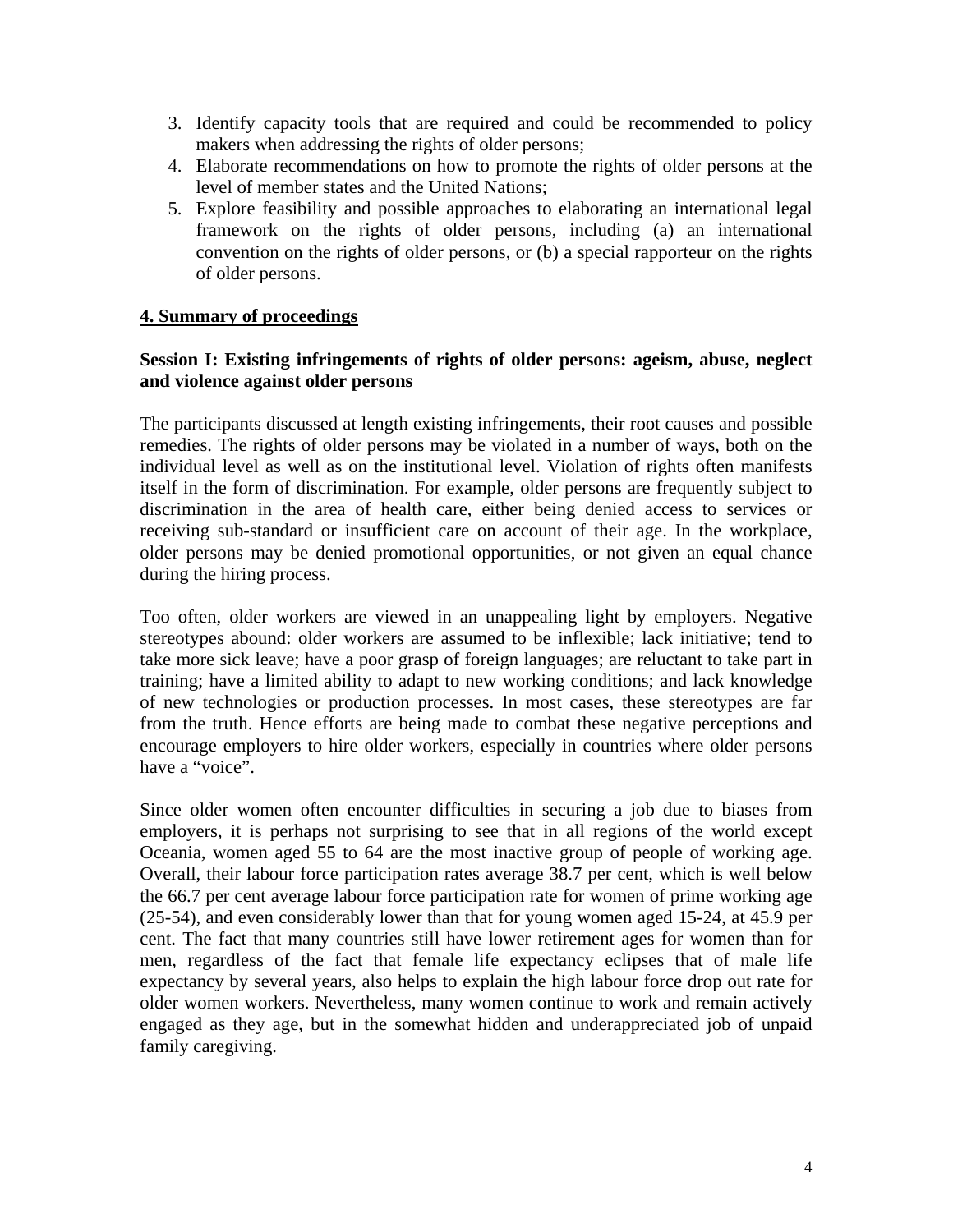3. Identify capacity tools that are required and could be recommended to policy makers when addressing the rights of older persons;
4. Elaborate recommendations on how to promote the rights of older persons at the level of member states and the United Nations;
5. Explore feasibility and possible approaches to elaborating an international legal framework on the rights of older persons, including (a) an international convention on the rights of older persons, or (b) a special rapporteur on the rights of older persons.

## 4. Summary of proceedings

### Session I: Existing infringements of rights of older persons: ageism, abuse, neglect and violence against older persons

The participants discussed at length existing infringements, their root causes and possible remedies. The rights of older persons may be violated in a number of ways, both on the individual level as well as on the institutional level. Violation of rights often manifests itself in the form of discrimination. For example, older persons are frequently subject to discrimination in the area of health care, either being denied access to services or receiving sub-standard or insufficient care on account of their age. In the workplace, older persons may be denied promotional opportunities, or not given an equal chance during the hiring process.

Too often, older workers are viewed in an unappealing light by employers. Negative stereotypes abound: older workers are assumed to be inflexible; lack initiative; tend to take more sick leave; have a poor grasp of foreign languages; are reluctant to take part in training; have a limited ability to adapt to new working conditions; and lack knowledge of new technologies or production processes. In most cases, these stereotypes are far from the truth. Hence efforts are being made to combat these negative perceptions and encourage employers to hire older workers, especially in countries where older persons have a "voice".

Since older women often encounter difficulties in securing a job due to biases from employers, it is perhaps not surprising to see that in all regions of the world except Oceania, women aged 55 to 64 are the most inactive group of people of working age. Overall, their labour force participation rates average 38.7 per cent, which is well below the 66.7 per cent average labour force participation rate for women of prime working age (25-54), and even considerably lower than that for young women aged 15-24, at 45.9 per cent. The fact that many countries still have lower retirement ages for women than for men, regardless of the fact that female life expectancy eclipses that of male life expectancy by several years, also helps to explain the high labour force drop out rate for older women workers. Nevertheless, many women continue to work and remain actively engaged as they age, but in the somewhat hidden and underappreciated job of unpaid family caregiving.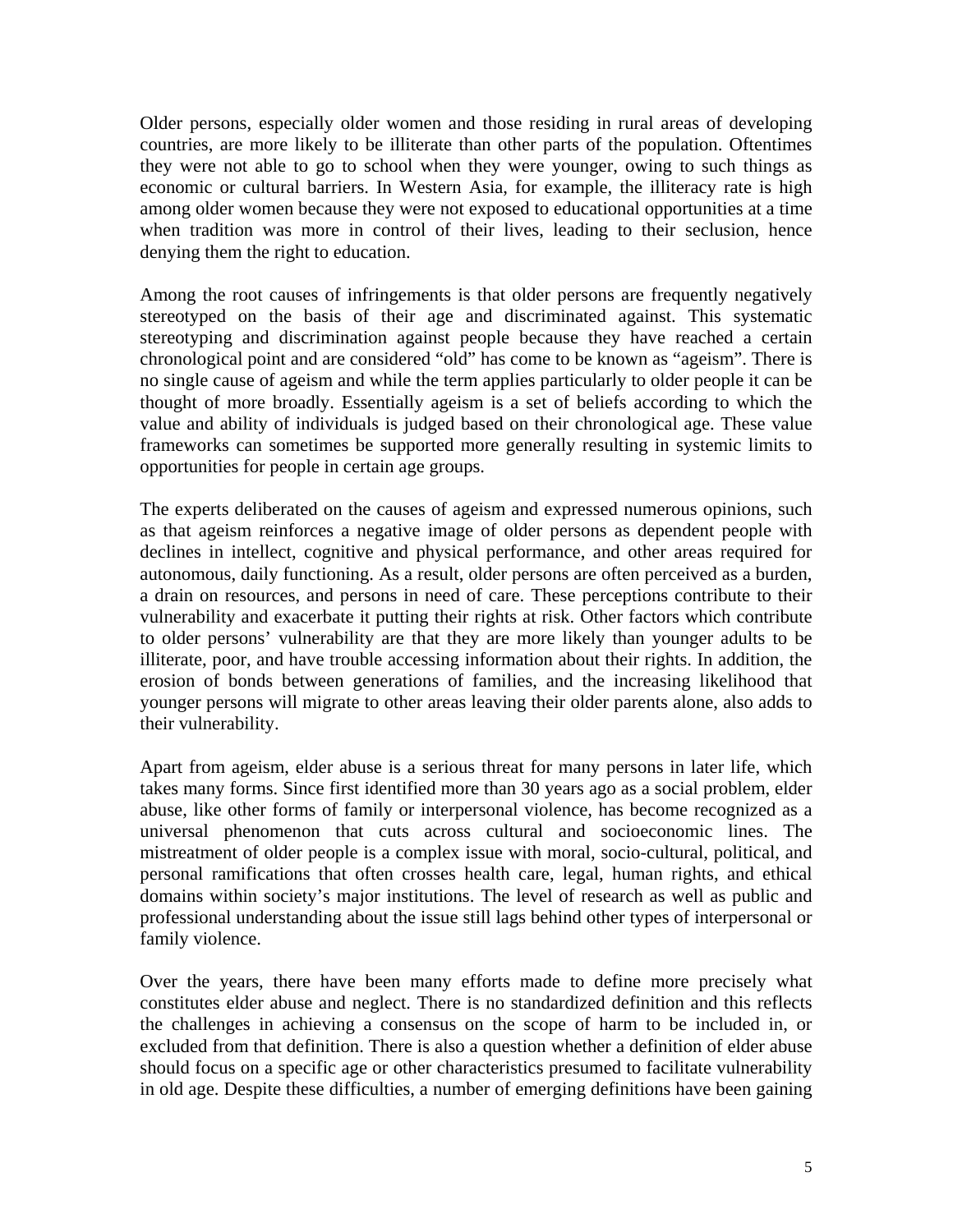Older persons, especially older women and those residing in rural areas of developing countries, are more likely to be illiterate than other parts of the population. Oftentimes they were not able to go to school when they were younger, owing to such things as economic or cultural barriers. In Western Asia, for example, the illiteracy rate is high among older women because they were not exposed to educational opportunities at a time when tradition was more in control of their lives, leading to their seclusion, hence denying them the right to education.

Among the root causes of infringements is that older persons are frequently negatively stereotyped on the basis of their age and discriminated against. This systematic stereotyping and discrimination against people because they have reached a certain chronological point and are considered "old" has come to be known as "ageism". There is no single cause of ageism and while the term applies particularly to older people it can be thought of more broadly. Essentially ageism is a set of beliefs according to which the value and ability of individuals is judged based on their chronological age. These value frameworks can sometimes be supported more generally resulting in systemic limits to opportunities for people in certain age groups.

The experts deliberated on the causes of ageism and expressed numerous opinions, such as that ageism reinforces a negative image of older persons as dependent people with declines in intellect, cognitive and physical performance, and other areas required for autonomous, daily functioning. As a result, older persons are often perceived as a burden, a drain on resources, and persons in need of care. These perceptions contribute to their vulnerability and exacerbate it putting their rights at risk. Other factors which contribute to older persons' vulnerability are that they are more likely than younger adults to be illiterate, poor, and have trouble accessing information about their rights. In addition, the erosion of bonds between generations of families, and the increasing likelihood that younger persons will migrate to other areas leaving their older parents alone, also adds to their vulnerability.

Apart from ageism, elder abuse is a serious threat for many persons in later life, which takes many forms. Since first identified more than 30 years ago as a social problem, elder abuse, like other forms of family or interpersonal violence, has become recognized as a universal phenomenon that cuts across cultural and socioeconomic lines. The mistreatment of older people is a complex issue with moral, socio-cultural, political, and personal ramifications that often crosses health care, legal, human rights, and ethical domains within society's major institutions. The level of research as well as public and professional understanding about the issue still lags behind other types of interpersonal or family violence.

Over the years, there have been many efforts made to define more precisely what constitutes elder abuse and neglect. There is no standardized definition and this reflects the challenges in achieving a consensus on the scope of harm to be included in, or excluded from that definition. There is also a question whether a definition of elder abuse should focus on a specific age or other characteristics presumed to facilitate vulnerability in old age. Despite these difficulties, a number of emerging definitions have been gaining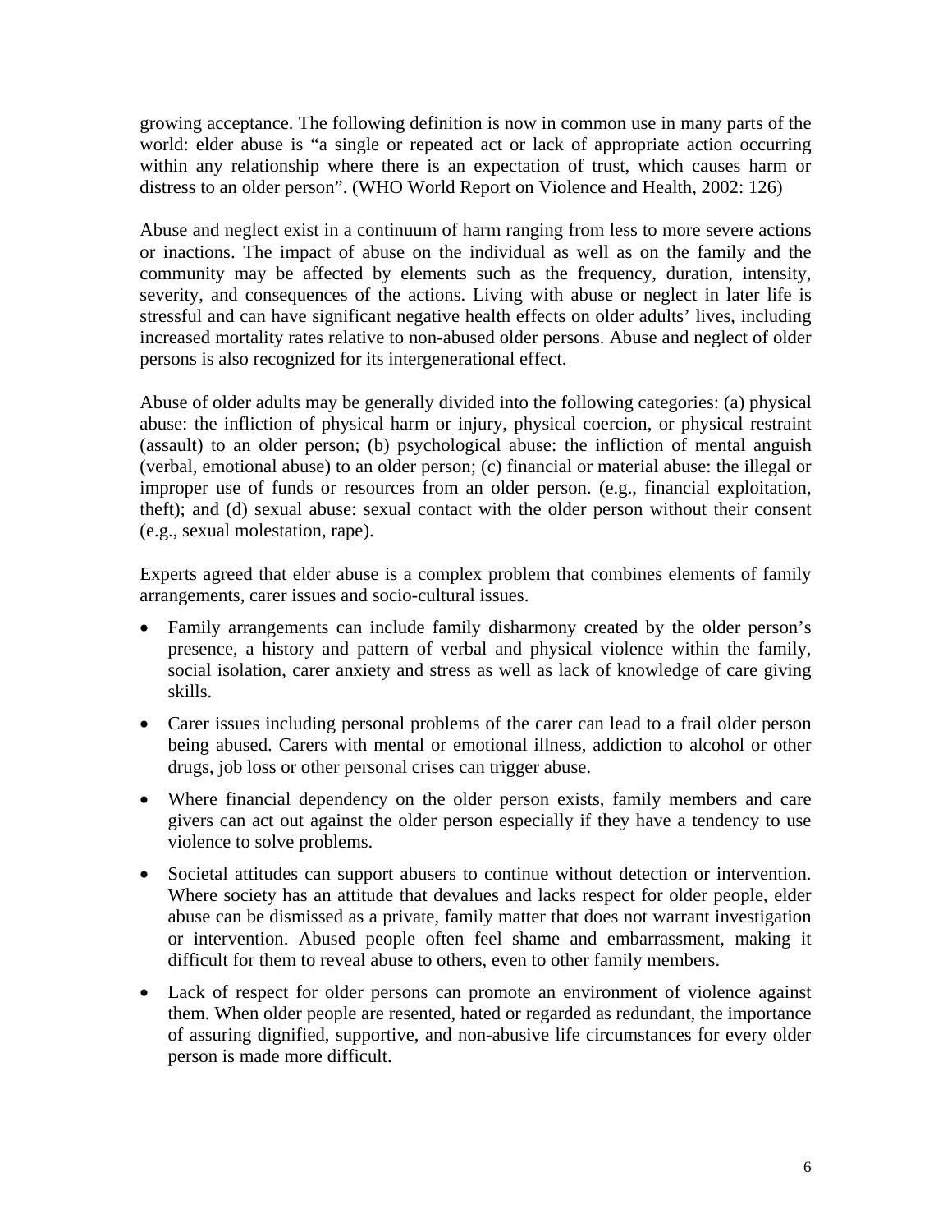growing acceptance. The following definition is now in common use in many parts of the world: elder abuse is "a single or repeated act or lack of appropriate action occurring within any relationship where there is an expectation of trust, which causes harm or distress to an older person". (WHO World Report on Violence and Health, 2002: 126)

Abuse and neglect exist in a continuum of harm ranging from less to more severe actions or inactions. The impact of abuse on the individual as well as on the family and the community may be affected by elements such as the frequency, duration, intensity, severity, and consequences of the actions. Living with abuse or neglect in later life is stressful and can have significant negative health effects on older adults' lives, including increased mortality rates relative to non-abused older persons. Abuse and neglect of older persons is also recognized for its intergenerational effect.

Abuse of older adults may be generally divided into the following categories: (a) physical abuse: the infliction of physical harm or injury, physical coercion, or physical restraint (assault) to an older person; (b) psychological abuse: the infliction of mental anguish (verbal, emotional abuse) to an older person; (c) financial or material abuse: the illegal or improper use of funds or resources from an older person. (e.g., financial exploitation, theft); and (d) sexual abuse: sexual contact with the older person without their consent (e.g., sexual molestation, rape).

Experts agreed that elder abuse is a complex problem that combines elements of family arrangements, carer issues and socio-cultural issues.

- Family arrangements can include family disharmony created by the older person's presence, a history and pattern of verbal and physical violence within the family, social isolation, carer anxiety and stress as well as lack of knowledge of care giving skills.
- Carer issues including personal problems of the carer can lead to a frail older person being abused. Carers with mental or emotional illness, addiction to alcohol or other drugs, job loss or other personal crises can trigger abuse.
- Where financial dependency on the older person exists, family members and care givers can act out against the older person especially if they have a tendency to use violence to solve problems.
- Societal attitudes can support abusers to continue without detection or intervention. Where society has an attitude that devalues and lacks respect for older people, elder abuse can be dismissed as a private, family matter that does not warrant investigation or intervention. Abused people often feel shame and embarrassment, making it difficult for them to reveal abuse to others, even to other family members.
- Lack of respect for older persons can promote an environment of violence against them. When older people are resented, hated or regarded as redundant, the importance of assuring dignified, supportive, and non-abusive life circumstances for every older person is made more difficult.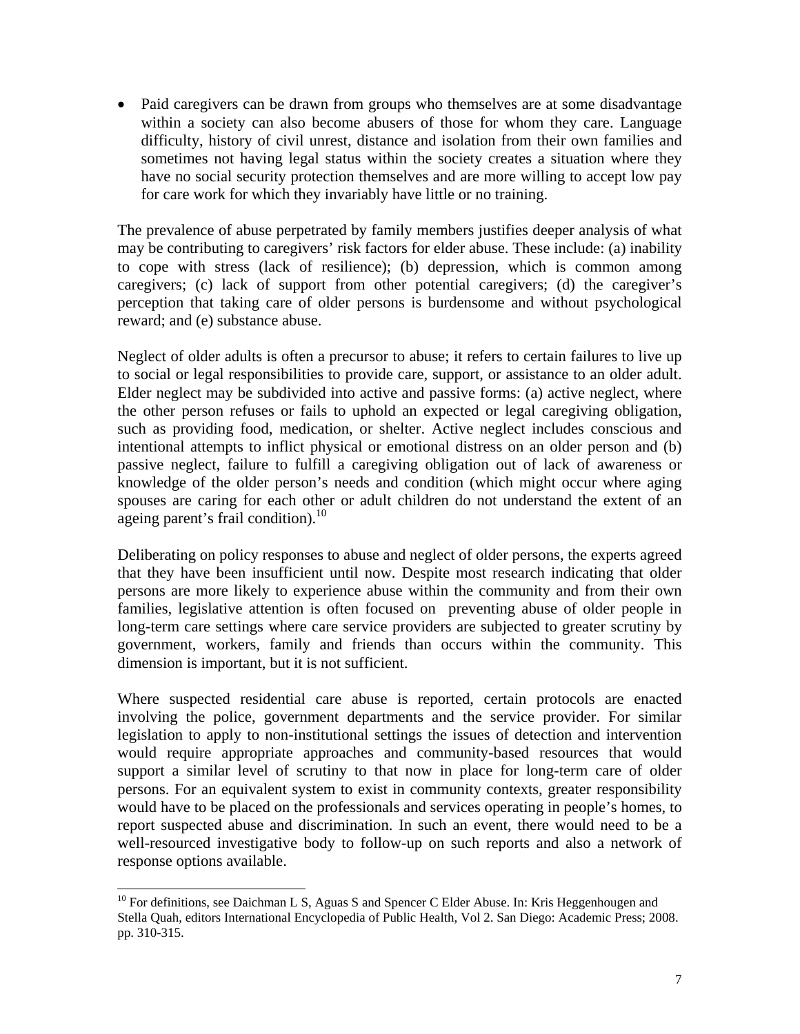- Paid caregivers can be drawn from groups who themselves are at some disadvantage within a society can also become abusers of those for whom they care. Language difficulty, history of civil unrest, distance and isolation from their own families and sometimes not having legal status within the society creates a situation where they have no social security protection themselves and are more willing to accept low pay for care work for which they invariably have little or no training.

The prevalence of abuse perpetrated by family members justifies deeper analysis of what may be contributing to caregivers' risk factors for elder abuse. These include: (a) inability to cope with stress (lack of resilience); (b) depression, which is common among caregivers; (c) lack of support from other potential caregivers; (d) the caregiver's perception that taking care of older persons is burdensome and without psychological reward; and (e) substance abuse.

Neglect of older adults is often a precursor to abuse; it refers to certain failures to live up to social or legal responsibilities to provide care, support, or assistance to an older adult. Elder neglect may be subdivided into active and passive forms: (a) active neglect, where the other person refuses or fails to uphold an expected or legal caregiving obligation, such as providing food, medication, or shelter. Active neglect includes conscious and intentional attempts to inflict physical or emotional distress on an older person and (b) passive neglect, failure to fulfill a caregiving obligation out of lack of awareness or knowledge of the older person's needs and condition (which might occur where aging spouses are caring for each other or adult children do not understand the extent of an ageing parent's frail condition).[10]

Deliberating on policy responses to abuse and neglect of older persons, the experts agreed that they have been insufficient until now. Despite most research indicating that older persons are more likely to experience abuse within the community and from their own families, legislative attention is often focused on preventing abuse of older people in long-term care settings where care service providers are subjected to greater scrutiny by government, workers, family and friends than occurs within the community. This dimension is important, but it is not sufficient.

Where suspected residential care abuse is reported, certain protocols are enacted involving the police, government departments and the service provider. For similar legislation to apply to non-institutional settings the issues of detection and intervention would require appropriate approaches and community-based resources that would support a similar level of scrutiny to that now in place for long-term care of older persons. For an equivalent system to exist in community contexts, greater responsibility would have to be placed on the professionals and services operating in people's homes, to report suspected abuse and discrimination. In such an event, there would need to be a well-resourced investigative body to follow-up on such reports and also a network of response options available.

---

[10] For definitions, see Daichman L S, Aguas S and Spencer C Elder Abuse. In: Kris Heggenhougen and Stella Quah, editors International Encyclopedia of Public Health, Vol 2. San Diego: Academic Press; 2008. pp. 310-315.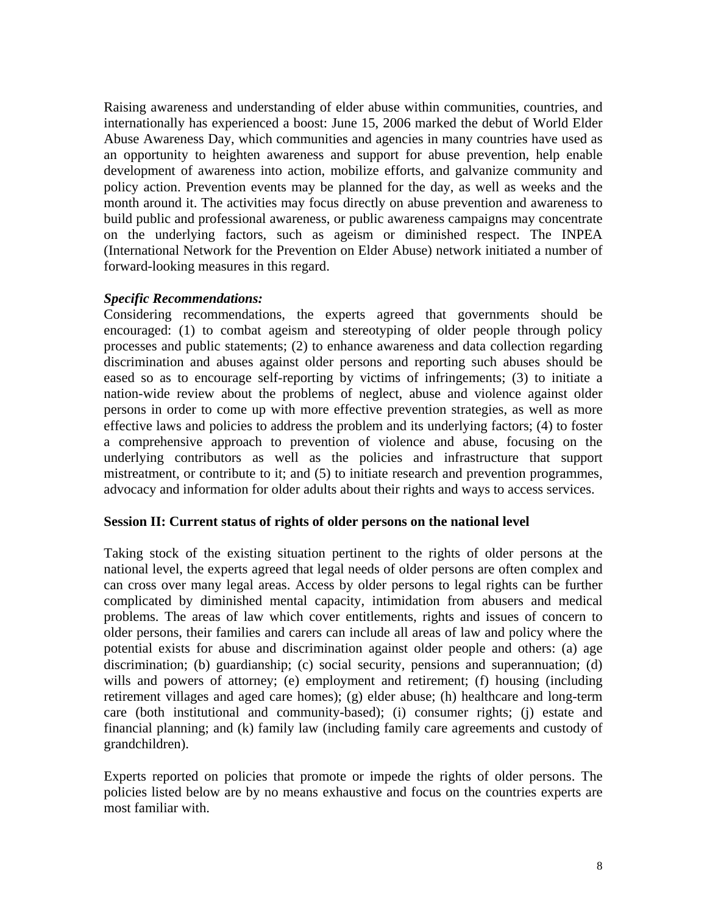Raising awareness and understanding of elder abuse within communities, countries, and internationally has experienced a boost: June 15, 2006 marked the debut of World Elder Abuse Awareness Day, which communities and agencies in many countries have used as an opportunity to heighten awareness and support for abuse prevention, help enable development of awareness into action, mobilize efforts, and galvanize community and policy action. Prevention events may be planned for the day, as well as weeks and the month around it. The activities may focus directly on abuse prevention and awareness to build public and professional awareness, or public awareness campaigns may concentrate on the underlying factors, such as ageism or diminished respect. The INPEA (International Network for the Prevention on Elder Abuse) network initiated a number of forward-looking measures in this regard.

***Specific Recommendations:***

Considering recommendations, the experts agreed that governments should be encouraged: (1) to combat ageism and stereotyping of older people through policy processes and public statements; (2) to enhance awareness and data collection regarding discrimination and abuses against older persons and reporting such abuses should be eased so as to encourage self-reporting by victims of infringements; (3) to initiate a nation-wide review about the problems of neglect, abuse and violence against older persons in order to come up with more effective prevention strategies, as well as more effective laws and policies to address the problem and its underlying factors; (4) to foster a comprehensive approach to prevention of violence and abuse, focusing on the underlying contributors as well as the policies and infrastructure that support mistreatment, or contribute to it; and (5) to initiate research and prevention programmes, advocacy and information for older adults about their rights and ways to access services.

**Session II: Current status of rights of older persons on the national level**

Taking stock of the existing situation pertinent to the rights of older persons at the national level, the experts agreed that legal needs of older persons are often complex and can cross over many legal areas. Access by older persons to legal rights can be further complicated by diminished mental capacity, intimidation from abusers and medical problems. The areas of law which cover entitlements, rights and issues of concern to older persons, their families and carers can include all areas of law and policy where the potential exists for abuse and discrimination against older people and others: (a) age discrimination; (b) guardianship; (c) social security, pensions and superannuation; (d) wills and powers of attorney; (e) employment and retirement; (f) housing (including retirement villages and aged care homes); (g) elder abuse; (h) healthcare and long-term care (both institutional and community-based); (i) consumer rights; (j) estate and financial planning; and (k) family law (including family care agreements and custody of grandchildren).

Experts reported on policies that promote or impede the rights of older persons. The policies listed below are by no means exhaustive and focus on the countries experts are most familiar with.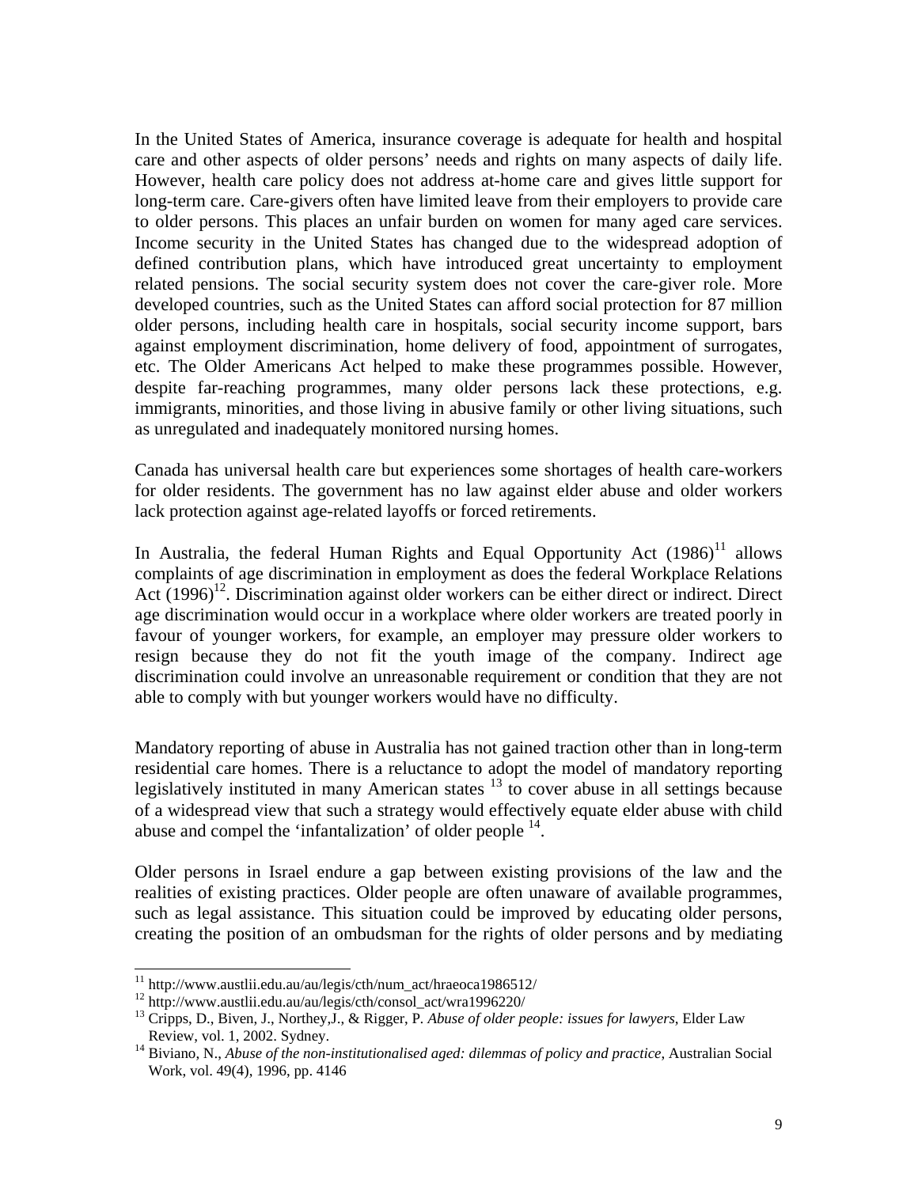In the United States of America, insurance coverage is adequate for health and hospital care and other aspects of older persons' needs and rights on many aspects of daily life. However, health care policy does not address at-home care and gives little support for long-term care. Care-givers often have limited leave from their employers to provide care to older persons. This places an unfair burden on women for many aged care services. Income security in the United States has changed due to the widespread adoption of defined contribution plans, which have introduced great uncertainty to employment related pensions. The social security system does not cover the care-giver role. More developed countries, such as the United States can afford social protection for 87 million older persons, including health care in hospitals, social security income support, bars against employment discrimination, home delivery of food, appointment of surrogates, etc. The Older Americans Act helped to make these programmes possible. However, despite far-reaching programmes, many older persons lack these protections, e.g. immigrants, minorities, and those living in abusive family or other living situations, such as unregulated and inadequately monitored nursing homes.

Canada has universal health care but experiences some shortages of health care-workers for older residents. The government has no law against elder abuse and older workers lack protection against age-related layoffs or forced retirements.

In Australia, the federal Human Rights and Equal Opportunity Act (1986)[11] allows complaints of age discrimination in employment as does the federal Workplace Relations Act (1996)[12]. Discrimination against older workers can be either direct or indirect. Direct age discrimination would occur in a workplace where older workers are treated poorly in favour of younger workers, for example, an employer may pressure older workers to resign because they do not fit the youth image of the company. Indirect age discrimination could involve an unreasonable requirement or condition that they are not able to comply with but younger workers would have no difficulty.

Mandatory reporting of abuse in Australia has not gained traction other than in long-term residential care homes. There is a reluctance to adopt the model of mandatory reporting legislatively instituted in many American states [13] to cover abuse in all settings because of a widespread view that such a strategy would effectively equate elder abuse with child abuse and compel the 'infantalization' of older people [14].

Older persons in Israel endure a gap between existing provisions of the law and the realities of existing practices. Older people are often unaware of available programmes, such as legal assistance. This situation could be improved by educating older persons, creating the position of an ombudsman for the rights of older persons and by mediating

---

[11] http://www.austlii.edu.au/au/legis/cth/num_act/hraeoca1986512/

[12] http://www.austlii.edu.au/au/legis/cth/consol_act/wra1996220/

[13] Cripps, D., Biven, J., Northey,J., & Rigger, P. *Abuse of older people: issues for lawyers*, Elder Law Review, vol. 1, 2002. Sydney.

[14] Biviano, N., *Abuse of the non-institutionalised aged: dilemmas of policy and practice*, Australian Social Work, vol. 49(4), 1996, pp. 4146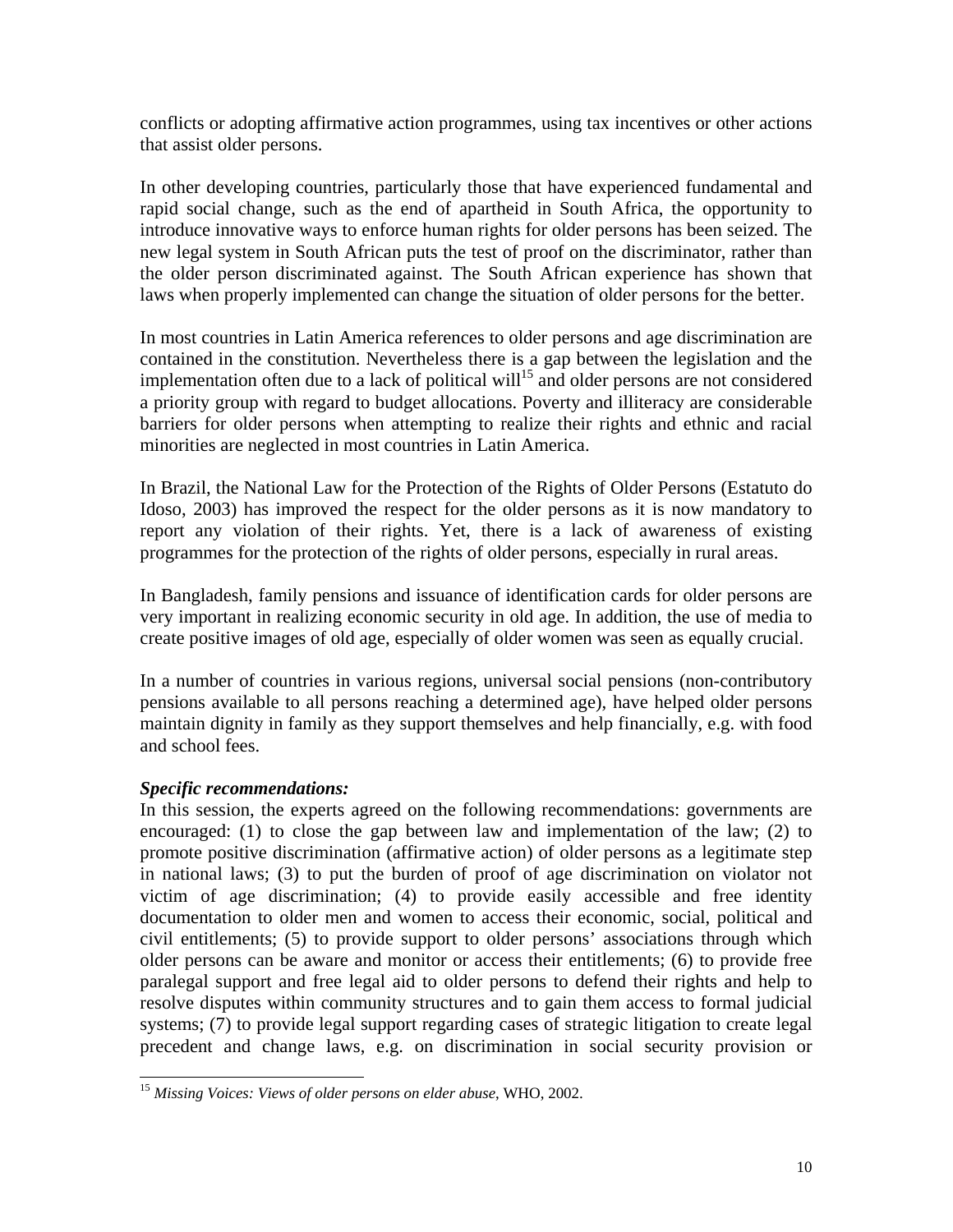conflicts or adopting affirmative action programmes, using tax incentives or other actions that assist older persons.

In other developing countries, particularly those that have experienced fundamental and rapid social change, such as the end of apartheid in South Africa, the opportunity to introduce innovative ways to enforce human rights for older persons has been seized. The new legal system in South African puts the test of proof on the discriminator, rather than the older person discriminated against. The South African experience has shown that laws when properly implemented can change the situation of older persons for the better.

In most countries in Latin America references to older persons and age discrimination are contained in the constitution. Nevertheless there is a gap between the legislation and the implementation often due to a lack of political will[15] and older persons are not considered a priority group with regard to budget allocations. Poverty and illiteracy are considerable barriers for older persons when attempting to realize their rights and ethnic and racial minorities are neglected in most countries in Latin America.

In Brazil, the National Law for the Protection of the Rights of Older Persons (Estatuto do Idoso, 2003) has improved the respect for the older persons as it is now mandatory to report any violation of their rights. Yet, there is a lack of awareness of existing programmes for the protection of the rights of older persons, especially in rural areas.

In Bangladesh, family pensions and issuance of identification cards for older persons are very important in realizing economic security in old age. In addition, the use of media to create positive images of old age, especially of older women was seen as equally crucial.

In a number of countries in various regions, universal social pensions (non-contributory pensions available to all persons reaching a determined age), have helped older persons maintain dignity in family as they support themselves and help financially, e.g. with food and school fees.

***Specific recommendations:***

In this session, the experts agreed on the following recommendations: governments are encouraged: (1) to close the gap between law and implementation of the law; (2) to promote positive discrimination (affirmative action) of older persons as a legitimate step in national laws; (3) to put the burden of proof of age discrimination on violator not victim of age discrimination; (4) to provide easily accessible and free identity documentation to older men and women to access their economic, social, political and civil entitlements; (5) to provide support to older persons' associations through which older persons can be aware and monitor or access their entitlements; (6) to provide free paralegal support and free legal aid to older persons to defend their rights and help to resolve disputes within community structures and to gain them access to formal judicial systems; (7) to provide legal support regarding cases of strategic litigation to create legal precedent and change laws, e.g. on discrimination in social security provision or

---

[15] *Missing Voices: Views of older persons on elder abuse*, WHO, 2002.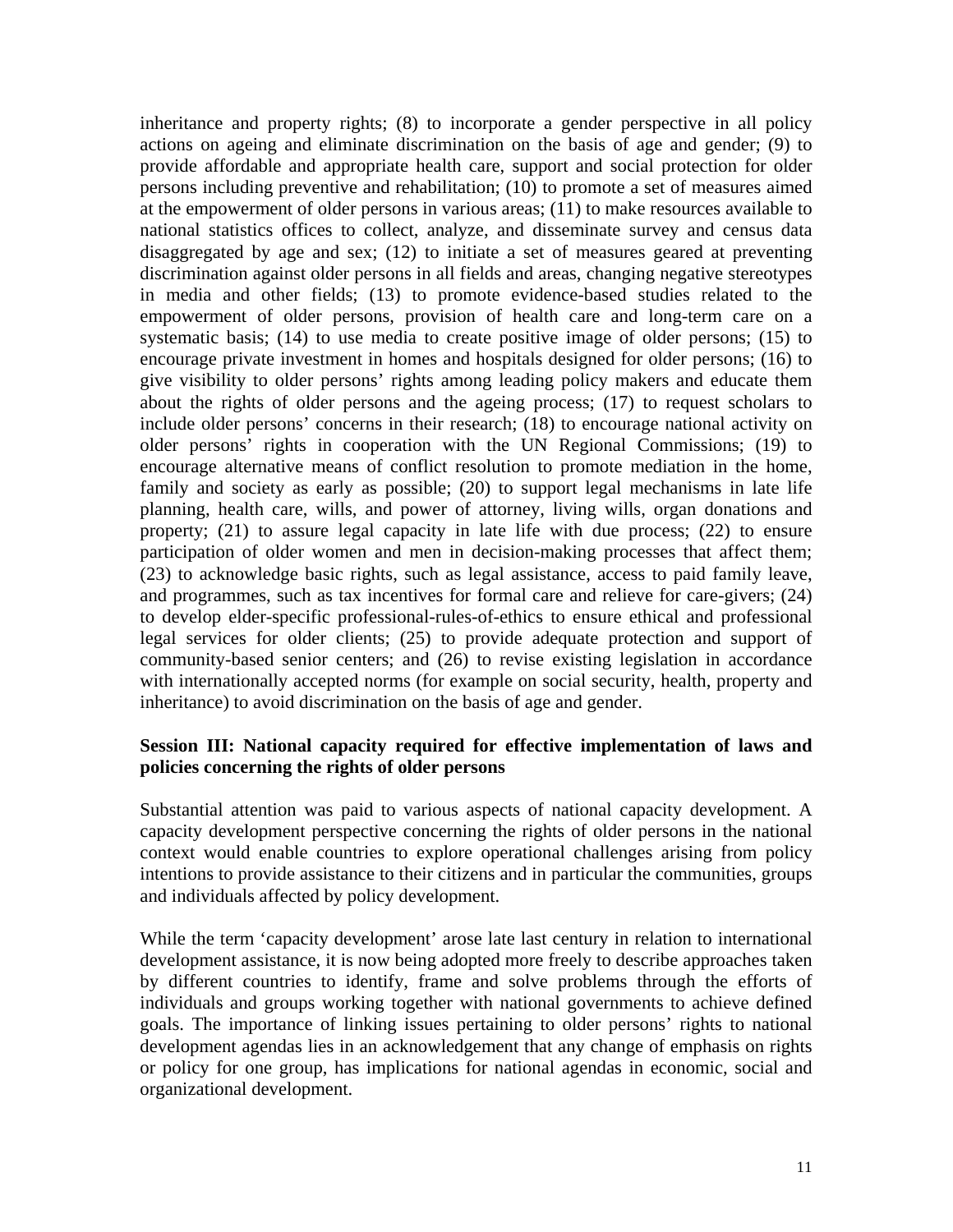inheritance and property rights; (8) to incorporate a gender perspective in all policy actions on ageing and eliminate discrimination on the basis of age and gender; (9) to provide affordable and appropriate health care, support and social protection for older persons including preventive and rehabilitation; (10) to promote a set of measures aimed at the empowerment of older persons in various areas; (11) to make resources available to national statistics offices to collect, analyze, and disseminate survey and census data disaggregated by age and sex; (12) to initiate a set of measures geared at preventing discrimination against older persons in all fields and areas, changing negative stereotypes in media and other fields; (13) to promote evidence-based studies related to the empowerment of older persons, provision of health care and long-term care on a systematic basis; (14) to use media to create positive image of older persons; (15) to encourage private investment in homes and hospitals designed for older persons; (16) to give visibility to older persons' rights among leading policy makers and educate them about the rights of older persons and the ageing process; (17) to request scholars to include older persons' concerns in their research; (18) to encourage national activity on older persons' rights in cooperation with the UN Regional Commissions; (19) to encourage alternative means of conflict resolution to promote mediation in the home, family and society as early as possible; (20) to support legal mechanisms in late life planning, health care, wills, and power of attorney, living wills, organ donations and property; (21) to assure legal capacity in late life with due process; (22) to ensure participation of older women and men in decision-making processes that affect them; (23) to acknowledge basic rights, such as legal assistance, access to paid family leave, and programmes, such as tax incentives for formal care and relieve for care-givers; (24) to develop elder-specific professional-rules-of-ethics to ensure ethical and professional legal services for older clients; (25) to provide adequate protection and support of community-based senior centers; and (26) to revise existing legislation in accordance with internationally accepted norms (for example on social security, health, property and inheritance) to avoid discrimination on the basis of age and gender.

**Session III: National capacity required for effective implementation of laws and policies concerning the rights of older persons**

Substantial attention was paid to various aspects of national capacity development. A capacity development perspective concerning the rights of older persons in the national context would enable countries to explore operational challenges arising from policy intentions to provide assistance to their citizens and in particular the communities, groups and individuals affected by policy development.

While the term 'capacity development' arose late last century in relation to international development assistance, it is now being adopted more freely to describe approaches taken by different countries to identify, frame and solve problems through the efforts of individuals and groups working together with national governments to achieve defined goals. The importance of linking issues pertaining to older persons' rights to national development agendas lies in an acknowledgement that any change of emphasis on rights or policy for one group, has implications for national agendas in economic, social and organizational development.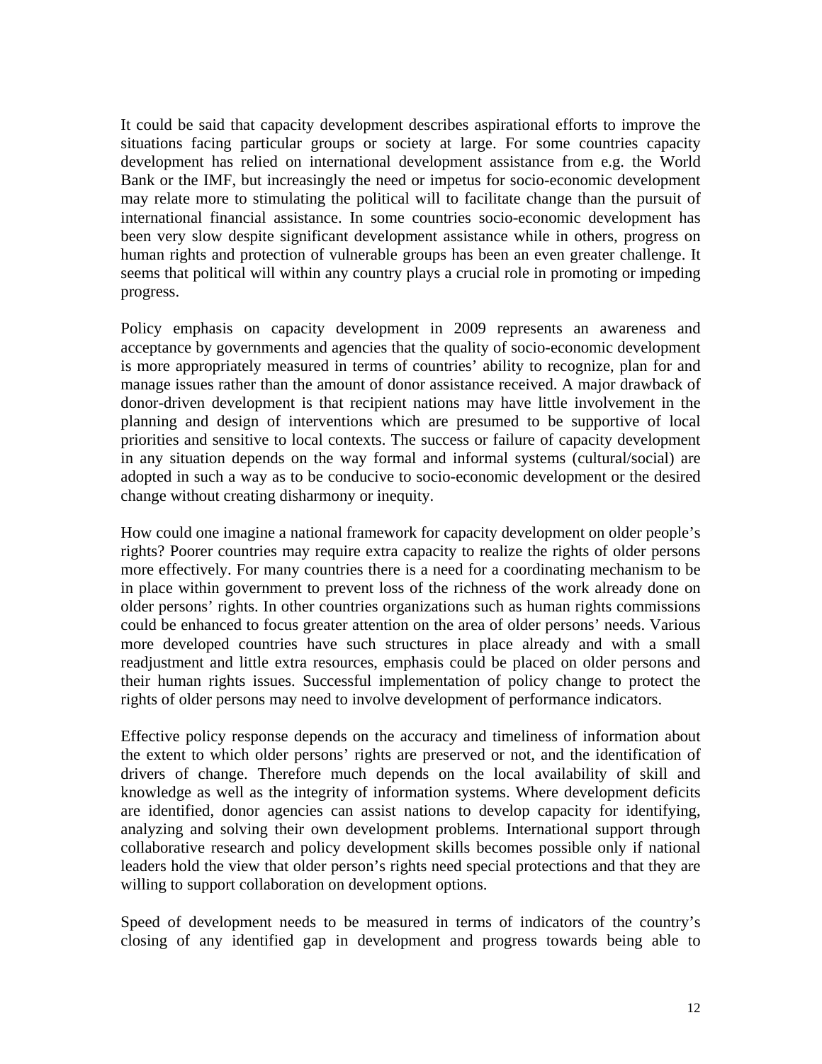It could be said that capacity development describes aspirational efforts to improve the situations facing particular groups or society at large. For some countries capacity development has relied on international development assistance from e.g. the World Bank or the IMF, but increasingly the need or impetus for socio-economic development may relate more to stimulating the political will to facilitate change than the pursuit of international financial assistance. In some countries socio-economic development has been very slow despite significant development assistance while in others, progress on human rights and protection of vulnerable groups has been an even greater challenge. It seems that political will within any country plays a crucial role in promoting or impeding progress.

Policy emphasis on capacity development in 2009 represents an awareness and acceptance by governments and agencies that the quality of socio-economic development is more appropriately measured in terms of countries' ability to recognize, plan for and manage issues rather than the amount of donor assistance received. A major drawback of donor-driven development is that recipient nations may have little involvement in the planning and design of interventions which are presumed to be supportive of local priorities and sensitive to local contexts. The success or failure of capacity development in any situation depends on the way formal and informal systems (cultural/social) are adopted in such a way as to be conducive to socio-economic development or the desired change without creating disharmony or inequity.

How could one imagine a national framework for capacity development on older people's rights? Poorer countries may require extra capacity to realize the rights of older persons more effectively. For many countries there is a need for a coordinating mechanism to be in place within government to prevent loss of the richness of the work already done on older persons' rights. In other countries organizations such as human rights commissions could be enhanced to focus greater attention on the area of older persons' needs. Various more developed countries have such structures in place already and with a small readjustment and little extra resources, emphasis could be placed on older persons and their human rights issues. Successful implementation of policy change to protect the rights of older persons may need to involve development of performance indicators.

Effective policy response depends on the accuracy and timeliness of information about the extent to which older persons' rights are preserved or not, and the identification of drivers of change. Therefore much depends on the local availability of skill and knowledge as well as the integrity of information systems. Where development deficits are identified, donor agencies can assist nations to develop capacity for identifying, analyzing and solving their own development problems. International support through collaborative research and policy development skills becomes possible only if national leaders hold the view that older person's rights need special protections and that they are willing to support collaboration on development options.

Speed of development needs to be measured in terms of indicators of the country's closing of any identified gap in development and progress towards being able to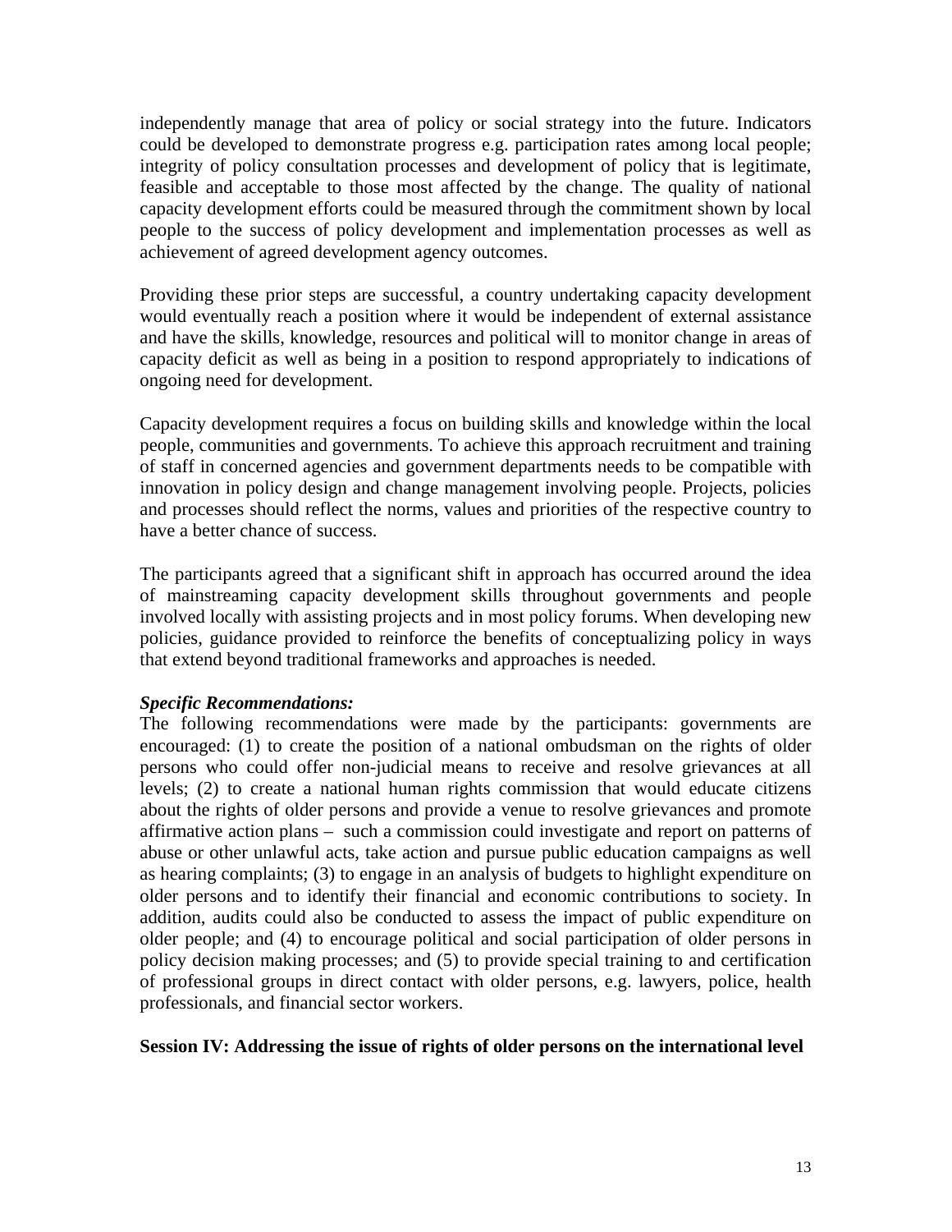independently manage that area of policy or social strategy into the future. Indicators could be developed to demonstrate progress e.g. participation rates among local people; integrity of policy consultation processes and development of policy that is legitimate, feasible and acceptable to those most affected by the change. The quality of national capacity development efforts could be measured through the commitment shown by local people to the success of policy development and implementation processes as well as achievement of agreed development agency outcomes.

Providing these prior steps are successful, a country undertaking capacity development would eventually reach a position where it would be independent of external assistance and have the skills, knowledge, resources and political will to monitor change in areas of capacity deficit as well as being in a position to respond appropriately to indications of ongoing need for development.

Capacity development requires a focus on building skills and knowledge within the local people, communities and governments. To achieve this approach recruitment and training of staff in concerned agencies and government departments needs to be compatible with innovation in policy design and change management involving people. Projects, policies and processes should reflect the norms, values and priorities of the respective country to have a better chance of success.

The participants agreed that a significant shift in approach has occurred around the idea of mainstreaming capacity development skills throughout governments and people involved locally with assisting projects and in most policy forums. When developing new policies, guidance provided to reinforce the benefits of conceptualizing policy in ways that extend beyond traditional frameworks and approaches is needed.

***Specific Recommendations:***

The following recommendations were made by the participants: governments are encouraged: (1) to create the position of a national ombudsman on the rights of older persons who could offer non-judicial means to receive and resolve grievances at all levels; (2) to create a national human rights commission that would educate citizens about the rights of older persons and provide a venue to resolve grievances and promote affirmative action plans – such a commission could investigate and report on patterns of abuse or other unlawful acts, take action and pursue public education campaigns as well as hearing complaints; (3) to engage in an analysis of budgets to highlight expenditure on older persons and to identify their financial and economic contributions to society. In addition, audits could also be conducted to assess the impact of public expenditure on older people; and (4) to encourage political and social participation of older persons in policy decision making processes; and (5) to provide special training to and certification of professional groups in direct contact with older persons, e.g. lawyers, police, health professionals, and financial sector workers.

**Session IV: Addressing the issue of rights of older persons on the international level**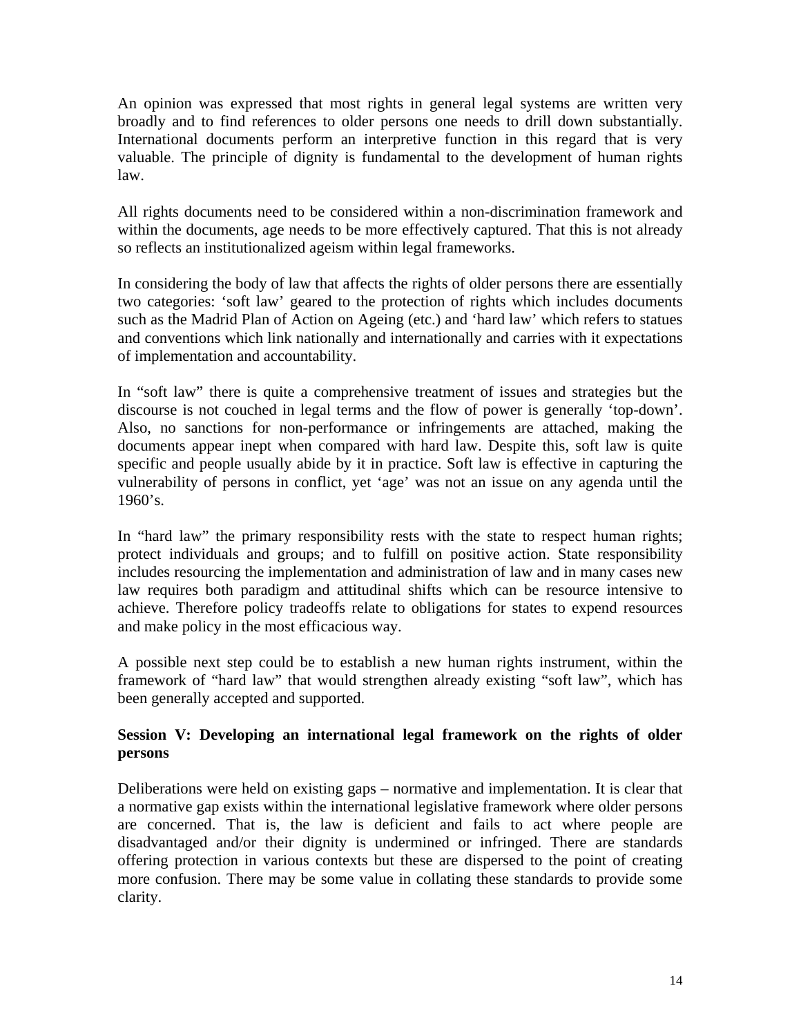An opinion was expressed that most rights in general legal systems are written very broadly and to find references to older persons one needs to drill down substantially. International documents perform an interpretive function in this regard that is very valuable. The principle of dignity is fundamental to the development of human rights law.

All rights documents need to be considered within a non-discrimination framework and within the documents, age needs to be more effectively captured. That this is not already so reflects an institutionalized ageism within legal frameworks.

In considering the body of law that affects the rights of older persons there are essentially two categories: 'soft law' geared to the protection of rights which includes documents such as the Madrid Plan of Action on Ageing (etc.) and 'hard law' which refers to statues and conventions which link nationally and internationally and carries with it expectations of implementation and accountability.

In "soft law" there is quite a comprehensive treatment of issues and strategies but the discourse is not couched in legal terms and the flow of power is generally 'top-down'. Also, no sanctions for non-performance or infringements are attached, making the documents appear inept when compared with hard law. Despite this, soft law is quite specific and people usually abide by it in practice. Soft law is effective in capturing the vulnerability of persons in conflict, yet 'age' was not an issue on any agenda until the 1960's.

In "hard law" the primary responsibility rests with the state to respect human rights; protect individuals and groups; and to fulfill on positive action. State responsibility includes resourcing the implementation and administration of law and in many cases new law requires both paradigm and attitudinal shifts which can be resource intensive to achieve. Therefore policy tradeoffs relate to obligations for states to expend resources and make policy in the most efficacious way.

A possible next step could be to establish a new human rights instrument, within the framework of "hard law" that would strengthen already existing "soft law", which has been generally accepted and supported.

**Session V: Developing an international legal framework on the rights of older persons**

Deliberations were held on existing gaps – normative and implementation. It is clear that a normative gap exists within the international legislative framework where older persons are concerned. That is, the law is deficient and fails to act where people are disadvantaged and/or their dignity is undermined or infringed. There are standards offering protection in various contexts but these are dispersed to the point of creating more confusion. There may be some value in collating these standards to provide some clarity.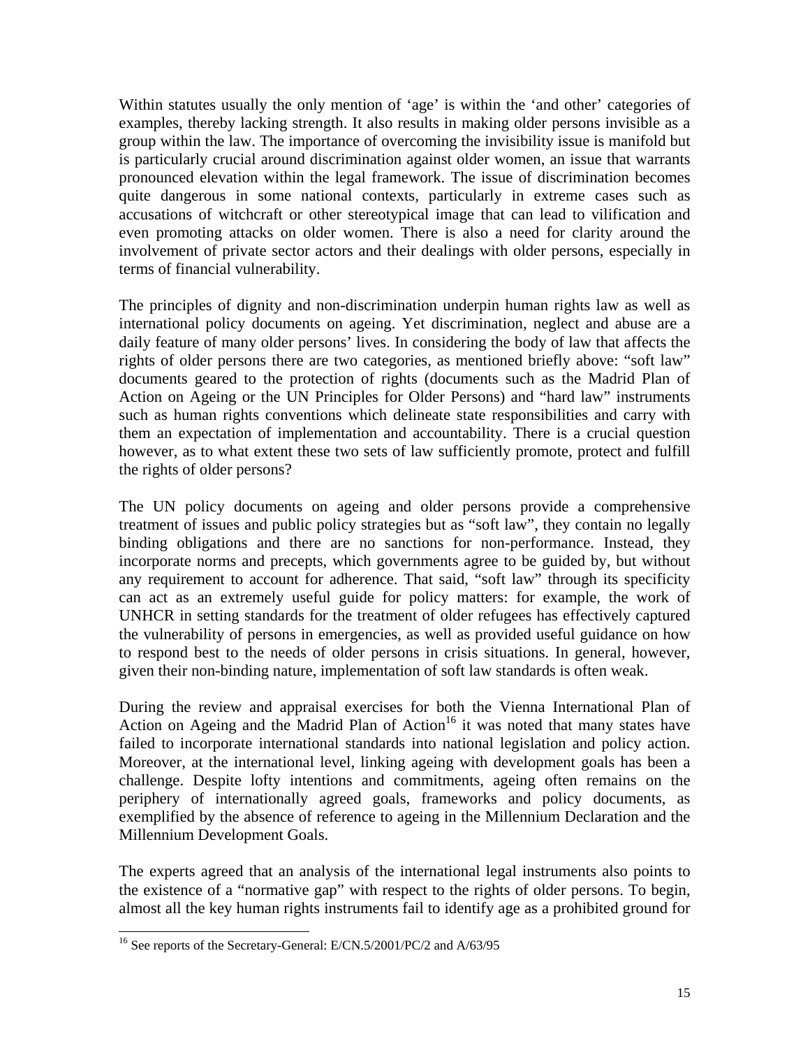Within statutes usually the only mention of 'age' is within the 'and other' categories of examples, thereby lacking strength. It also results in making older persons invisible as a group within the law. The importance of overcoming the invisibility issue is manifold but is particularly crucial around discrimination against older women, an issue that warrants pronounced elevation within the legal framework. The issue of discrimination becomes quite dangerous in some national contexts, particularly in extreme cases such as accusations of witchcraft or other stereotypical image that can lead to vilification and even promoting attacks on older women. There is also a need for clarity around the involvement of private sector actors and their dealings with older persons, especially in terms of financial vulnerability.

The principles of dignity and non-discrimination underpin human rights law as well as international policy documents on ageing. Yet discrimination, neglect and abuse are a daily feature of many older persons' lives. In considering the body of law that affects the rights of older persons there are two categories, as mentioned briefly above: "soft law" documents geared to the protection of rights (documents such as the Madrid Plan of Action on Ageing or the UN Principles for Older Persons) and "hard law" instruments such as human rights conventions which delineate state responsibilities and carry with them an expectation of implementation and accountability. There is a crucial question however, as to what extent these two sets of law sufficiently promote, protect and fulfill the rights of older persons?

The UN policy documents on ageing and older persons provide a comprehensive treatment of issues and public policy strategies but as "soft law", they contain no legally binding obligations and there are no sanctions for non-performance. Instead, they incorporate norms and precepts, which governments agree to be guided by, but without any requirement to account for adherence. That said, "soft law" through its specificity can act as an extremely useful guide for policy matters: for example, the work of UNHCR in setting standards for the treatment of older refugees has effectively captured the vulnerability of persons in emergencies, as well as provided useful guidance on how to respond best to the needs of older persons in crisis situations. In general, however, given their non-binding nature, implementation of soft law standards is often weak.

During the review and appraisal exercises for both the Vienna International Plan of Action on Ageing and the Madrid Plan of Action[16] it was noted that many states have failed to incorporate international standards into national legislation and policy action. Moreover, at the international level, linking ageing with development goals has been a challenge. Despite lofty intentions and commitments, ageing often remains on the periphery of internationally agreed goals, frameworks and policy documents, as exemplified by the absence of reference to ageing in the Millennium Declaration and the Millennium Development Goals.

The experts agreed that an analysis of the international legal instruments also points to the existence of a "normative gap" with respect to the rights of older persons. To begin, almost all the key human rights instruments fail to identify age as a prohibited ground for

[16] See reports of the Secretary-General: E/CN.5/2001/PC/2 and A/63/95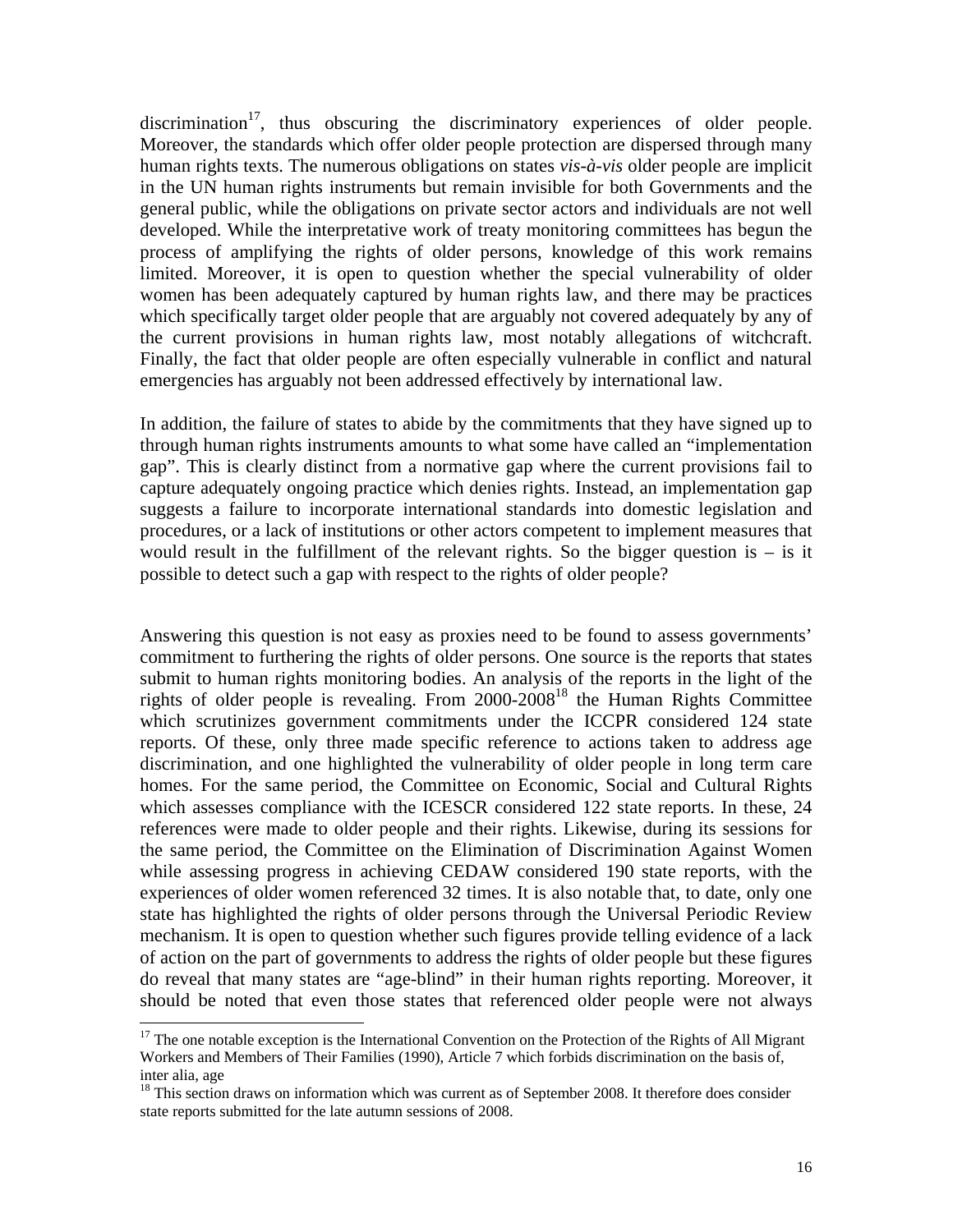discrimination[17], thus obscuring the discriminatory experiences of older people. Moreover, the standards which offer older people protection are dispersed through many human rights texts. The numerous obligations on states *vis-à-vis* older people are implicit in the UN human rights instruments but remain invisible for both Governments and the general public, while the obligations on private sector actors and individuals are not well developed. While the interpretative work of treaty monitoring committees has begun the process of amplifying the rights of older persons, knowledge of this work remains limited. Moreover, it is open to question whether the special vulnerability of older women has been adequately captured by human rights law, and there may be practices which specifically target older people that are arguably not covered adequately by any of the current provisions in human rights law, most notably allegations of witchcraft. Finally, the fact that older people are often especially vulnerable in conflict and natural emergencies has arguably not been addressed effectively by international law.

In addition, the failure of states to abide by the commitments that they have signed up to through human rights instruments amounts to what some have called an "implementation gap". This is clearly distinct from a normative gap where the current provisions fail to capture adequately ongoing practice which denies rights. Instead, an implementation gap suggests a failure to incorporate international standards into domestic legislation and procedures, or a lack of institutions or other actors competent to implement measures that would result in the fulfillment of the relevant rights. So the bigger question is – is it possible to detect such a gap with respect to the rights of older people?

Answering this question is not easy as proxies need to be found to assess governments' commitment to furthering the rights of older persons. One source is the reports that states submit to human rights monitoring bodies. An analysis of the reports in the light of the rights of older people is revealing. From 2000-2008[18] the Human Rights Committee which scrutinizes government commitments under the ICCPR considered 124 state reports. Of these, only three made specific reference to actions taken to address age discrimination, and one highlighted the vulnerability of older people in long term care homes. For the same period, the Committee on Economic, Social and Cultural Rights which assesses compliance with the ICESCR considered 122 state reports. In these, 24 references were made to older people and their rights. Likewise, during its sessions for the same period, the Committee on the Elimination of Discrimination Against Women while assessing progress in achieving CEDAW considered 190 state reports, with the experiences of older women referenced 32 times. It is also notable that, to date, only one state has highlighted the rights of older persons through the Universal Periodic Review mechanism. It is open to question whether such figures provide telling evidence of a lack of action on the part of governments to address the rights of older people but these figures do reveal that many states are "age-blind" in their human rights reporting. Moreover, it should be noted that even those states that referenced older people were not always

---

[17] The one notable exception is the International Convention on the Protection of the Rights of All Migrant Workers and Members of Their Families (1990), Article 7 which forbids discrimination on the basis of, inter alia, age

[18] This section draws on information which was current as of September 2008. It therefore does consider state reports submitted for the late autumn sessions of 2008.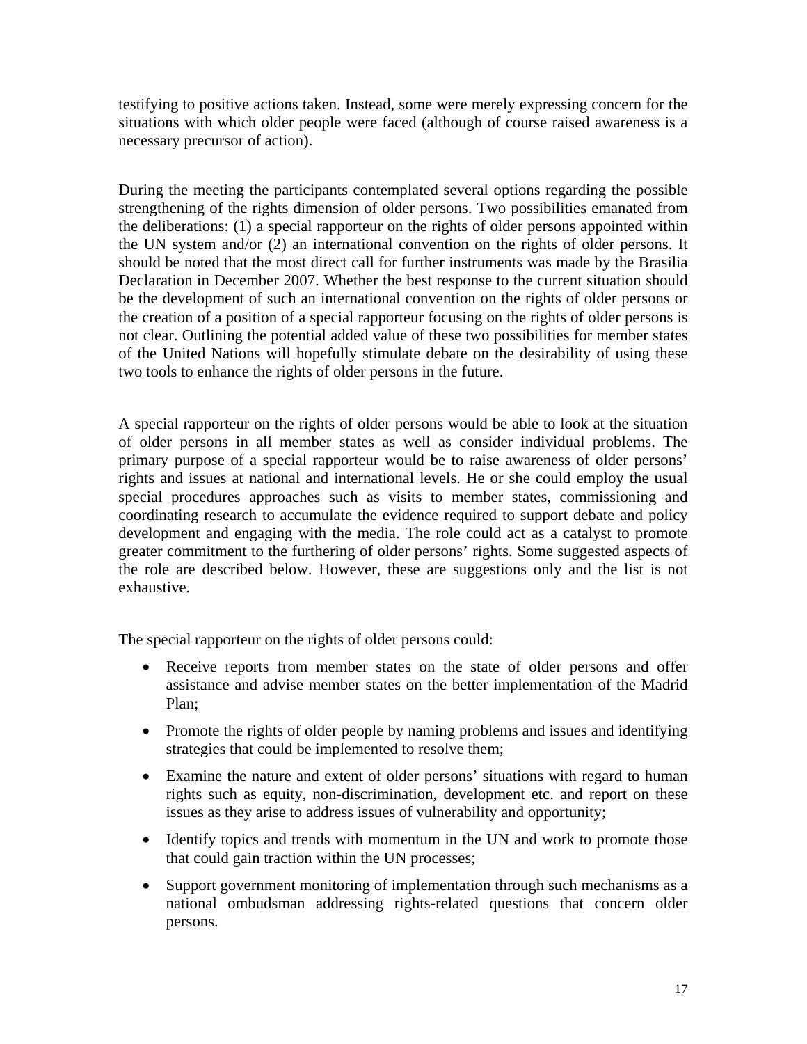testifying to positive actions taken. Instead, some were merely expressing concern for the situations with which older people were faced (although of course raised awareness is a necessary precursor of action).

During the meeting the participants contemplated several options regarding the possible strengthening of the rights dimension of older persons. Two possibilities emanated from the deliberations: (1) a special rapporteur on the rights of older persons appointed within the UN system and/or (2) an international convention on the rights of older persons. It should be noted that the most direct call for further instruments was made by the Brasilia Declaration in December 2007. Whether the best response to the current situation should be the development of such an international convention on the rights of older persons or the creation of a position of a special rapporteur focusing on the rights of older persons is not clear. Outlining the potential added value of these two possibilities for member states of the United Nations will hopefully stimulate debate on the desirability of using these two tools to enhance the rights of older persons in the future.

A special rapporteur on the rights of older persons would be able to look at the situation of older persons in all member states as well as consider individual problems. The primary purpose of a special rapporteur would be to raise awareness of older persons' rights and issues at national and international levels. He or she could employ the usual special procedures approaches such as visits to member states, commissioning and coordinating research to accumulate the evidence required to support debate and policy development and engaging with the media. The role could act as a catalyst to promote greater commitment to the furthering of older persons' rights. Some suggested aspects of the role are described below. However, these are suggestions only and the list is not exhaustive.

The special rapporteur on the rights of older persons could:

- Receive reports from member states on the state of older persons and offer assistance and advise member states on the better implementation of the Madrid Plan;
- Promote the rights of older people by naming problems and issues and identifying strategies that could be implemented to resolve them;
- Examine the nature and extent of older persons' situations with regard to human rights such as equity, non-discrimination, development etc. and report on these issues as they arise to address issues of vulnerability and opportunity;
- Identify topics and trends with momentum in the UN and work to promote those that could gain traction within the UN processes;
- Support government monitoring of implementation through such mechanisms as a national ombudsman addressing rights-related questions that concern older persons.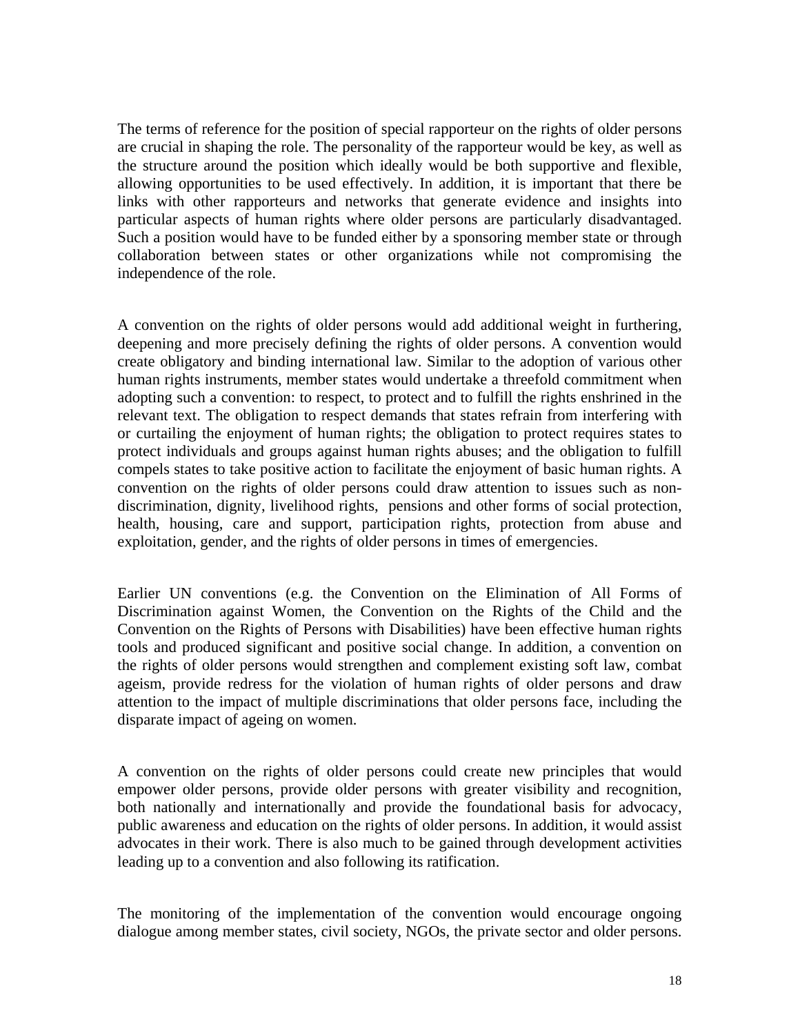The terms of reference for the position of special rapporteur on the rights of older persons are crucial in shaping the role. The personality of the rapporteur would be key, as well as the structure around the position which ideally would be both supportive and flexible, allowing opportunities to be used effectively. In addition, it is important that there be links with other rapporteurs and networks that generate evidence and insights into particular aspects of human rights where older persons are particularly disadvantaged. Such a position would have to be funded either by a sponsoring member state or through collaboration between states or other organizations while not compromising the independence of the role.

A convention on the rights of older persons would add additional weight in furthering, deepening and more precisely defining the rights of older persons. A convention would create obligatory and binding international law. Similar to the adoption of various other human rights instruments, member states would undertake a threefold commitment when adopting such a convention: to respect, to protect and to fulfill the rights enshrined in the relevant text. The obligation to respect demands that states refrain from interfering with or curtailing the enjoyment of human rights; the obligation to protect requires states to protect individuals and groups against human rights abuses; and the obligation to fulfill compels states to take positive action to facilitate the enjoyment of basic human rights. A convention on the rights of older persons could draw attention to issues such as non-discrimination, dignity, livelihood rights, pensions and other forms of social protection, health, housing, care and support, participation rights, protection from abuse and exploitation, gender, and the rights of older persons in times of emergencies.

Earlier UN conventions (e.g. the Convention on the Elimination of All Forms of Discrimination against Women, the Convention on the Rights of the Child and the Convention on the Rights of Persons with Disabilities) have been effective human rights tools and produced significant and positive social change. In addition, a convention on the rights of older persons would strengthen and complement existing soft law, combat ageism, provide redress for the violation of human rights of older persons and draw attention to the impact of multiple discriminations that older persons face, including the disparate impact of ageing on women.

A convention on the rights of older persons could create new principles that would empower older persons, provide older persons with greater visibility and recognition, both nationally and internationally and provide the foundational basis for advocacy, public awareness and education on the rights of older persons. In addition, it would assist advocates in their work. There is also much to be gained through development activities leading up to a convention and also following its ratification.

The monitoring of the implementation of the convention would encourage ongoing dialogue among member states, civil society, NGOs, the private sector and older persons.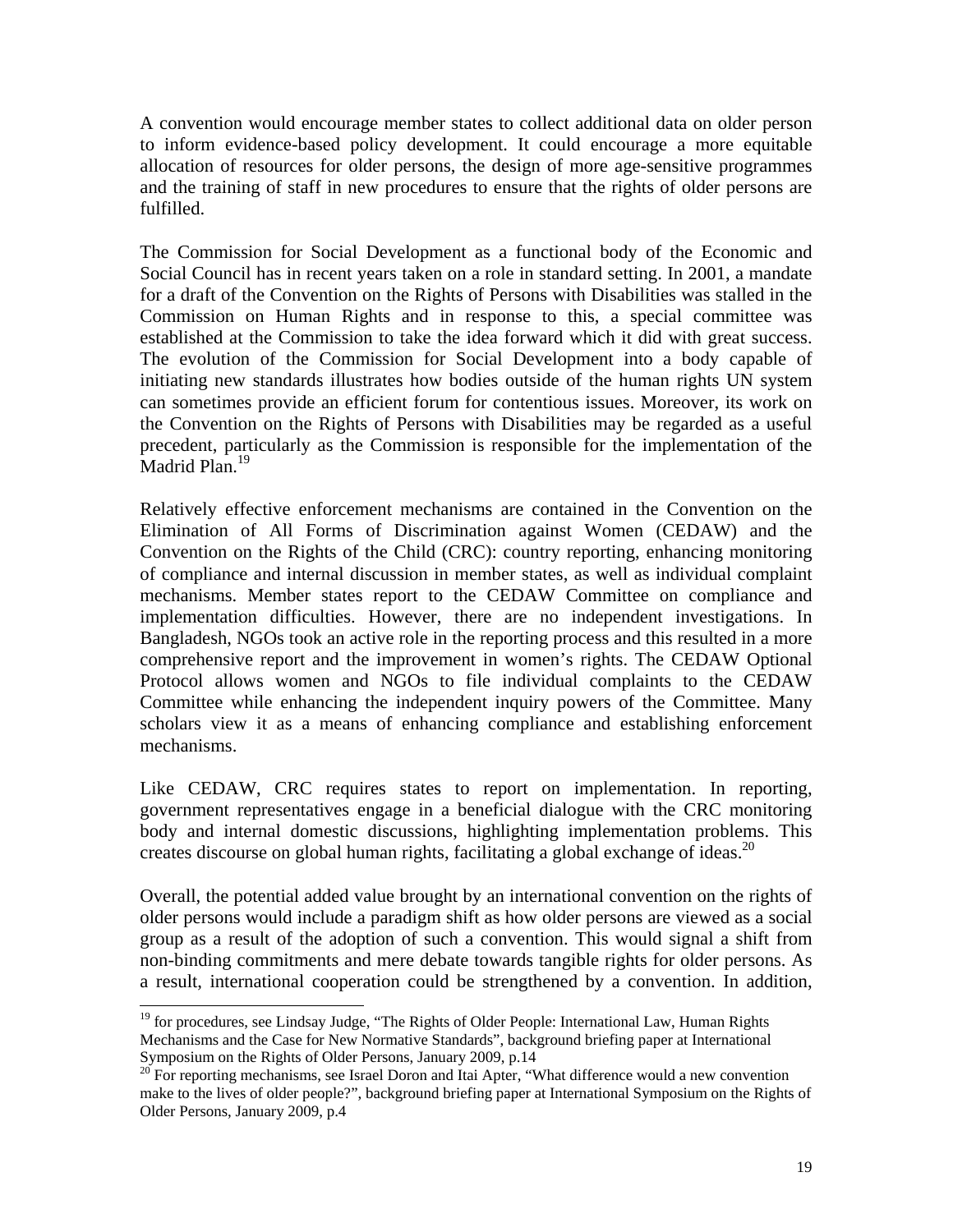A convention would encourage member states to collect additional data on older person to inform evidence-based policy development. It could encourage a more equitable allocation of resources for older persons, the design of more age-sensitive programmes and the training of staff in new procedures to ensure that the rights of older persons are fulfilled.

The Commission for Social Development as a functional body of the Economic and Social Council has in recent years taken on a role in standard setting. In 2001, a mandate for a draft of the Convention on the Rights of Persons with Disabilities was stalled in the Commission on Human Rights and in response to this, a special committee was established at the Commission to take the idea forward which it did with great success. The evolution of the Commission for Social Development into a body capable of initiating new standards illustrates how bodies outside of the human rights UN system can sometimes provide an efficient forum for contentious issues. Moreover, its work on the Convention on the Rights of Persons with Disabilities may be regarded as a useful precedent, particularly as the Commission is responsible for the implementation of the Madrid Plan.[19]

Relatively effective enforcement mechanisms are contained in the Convention on the Elimination of All Forms of Discrimination against Women (CEDAW) and the Convention on the Rights of the Child (CRC): country reporting, enhancing monitoring of compliance and internal discussion in member states, as well as individual complaint mechanisms. Member states report to the CEDAW Committee on compliance and implementation difficulties. However, there are no independent investigations. In Bangladesh, NGOs took an active role in the reporting process and this resulted in a more comprehensive report and the improvement in women's rights. The CEDAW Optional Protocol allows women and NGOs to file individual complaints to the CEDAW Committee while enhancing the independent inquiry powers of the Committee. Many scholars view it as a means of enhancing compliance and establishing enforcement mechanisms.

Like CEDAW, CRC requires states to report on implementation. In reporting, government representatives engage in a beneficial dialogue with the CRC monitoring body and internal domestic discussions, highlighting implementation problems. This creates discourse on global human rights, facilitating a global exchange of ideas.[20]

Overall, the potential added value brought by an international convention on the rights of older persons would include a paradigm shift as how older persons are viewed as a social group as a result of the adoption of such a convention. This would signal a shift from non-binding commitments and mere debate towards tangible rights for older persons. As a result, international cooperation could be strengthened by a convention. In addition,

---

[19] for procedures, see Lindsay Judge, "The Rights of Older People: International Law, Human Rights Mechanisms and the Case for New Normative Standards", background briefing paper at International Symposium on the Rights of Older Persons, January 2009, p.14

[20] For reporting mechanisms, see Israel Doron and Itai Apter, "What difference would a new convention make to the lives of older people?", background briefing paper at International Symposium on the Rights of Older Persons, January 2009, p.4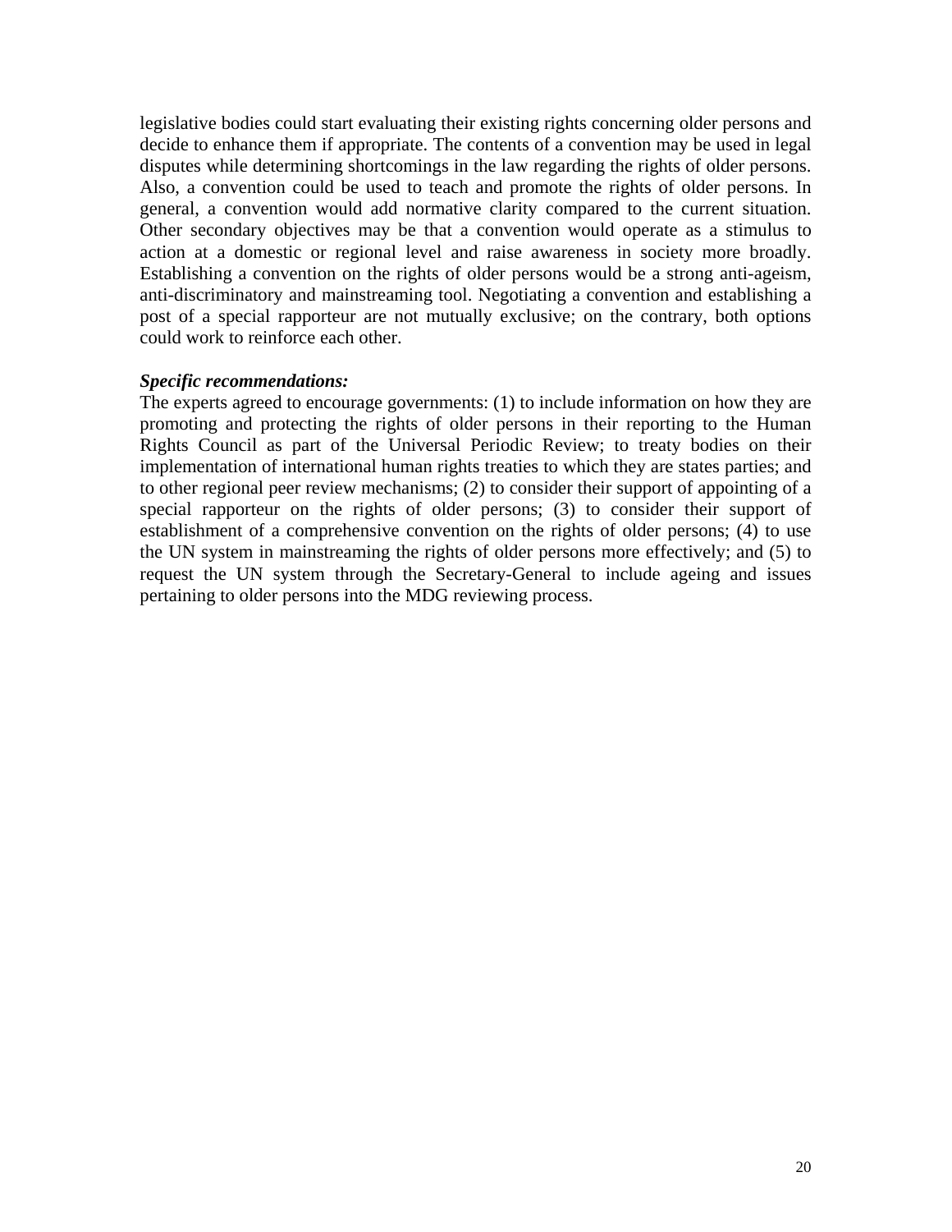legislative bodies could start evaluating their existing rights concerning older persons and decide to enhance them if appropriate. The contents of a convention may be used in legal disputes while determining shortcomings in the law regarding the rights of older persons. Also, a convention could be used to teach and promote the rights of older persons. In general, a convention would add normative clarity compared to the current situation. Other secondary objectives may be that a convention would operate as a stimulus to action at a domestic or regional level and raise awareness in society more broadly. Establishing a convention on the rights of older persons would be a strong anti-ageism, anti-discriminatory and mainstreaming tool. Negotiating a convention and establishing a post of a special rapporteur are not mutually exclusive; on the contrary, both options could work to reinforce each other.

***Specific recommendations:***

The experts agreed to encourage governments: (1) to include information on how they are promoting and protecting the rights of older persons in their reporting to the Human Rights Council as part of the Universal Periodic Review; to treaty bodies on their implementation of international human rights treaties to which they are states parties; and to other regional peer review mechanisms; (2) to consider their support of appointing of a special rapporteur on the rights of older persons; (3) to consider their support of establishment of a comprehensive convention on the rights of older persons; (4) to use the UN system in mainstreaming the rights of older persons more effectively; and (5) to request the UN system through the Secretary-General to include ageing and issues pertaining to older persons into the MDG reviewing process.